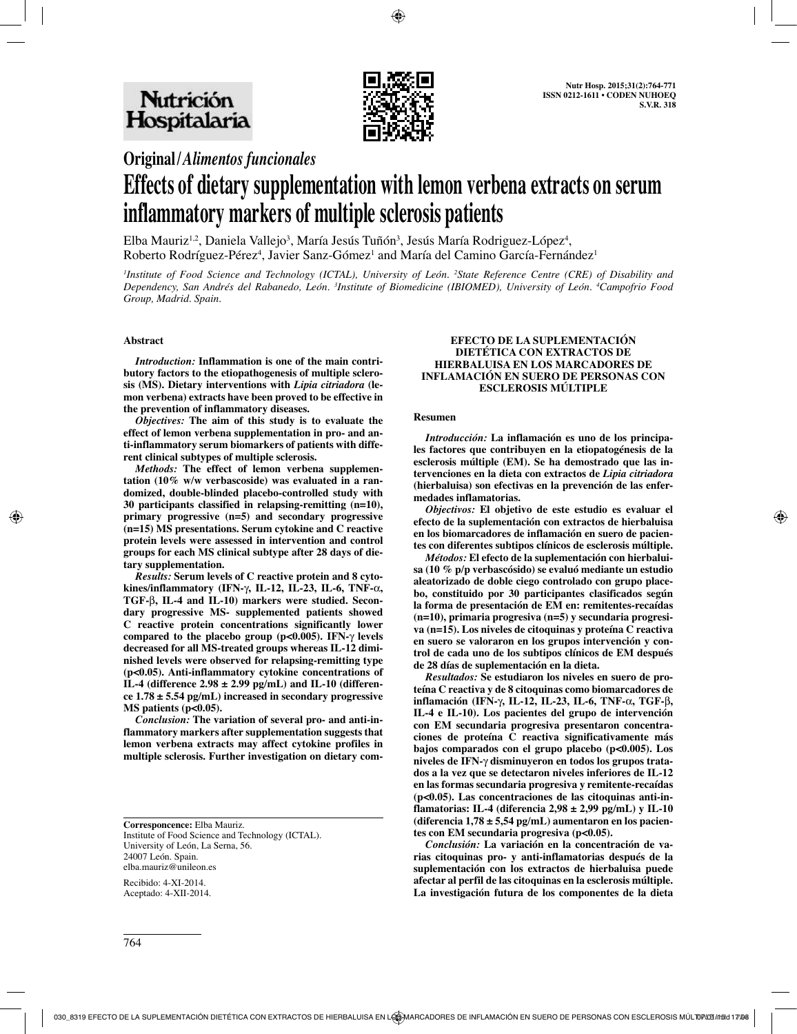Original/*Alimentos funcionales*

# Effects of dietary supplementation with lemon verbena extracts on serum inflammatory markers of multiple sclerosis patients

Elba Mauriz[1,2], Daniela Vallejo[3], María Jesús Tuñón[3], Jesús María Rodriguez-López[4], Roberto Rodríguez-Pérez[4], Javier Sanz-Gómez[1] and María del Camino García-Fernández[1]

*[1]Institute of Food Science and Technology (ICTAL), University of León. [2]State Reference Centre (CRE) of Disability and Dependency, San Andrés del Rabanedo, León. [3]Institute of Biomedicine (IBIOMED), University of León. [4]Campofrio Food Group, Madrid. Spain.*

## Abstract

***Introduction:*** **Inflammation is one of the main contributory factors to the etiopathogenesis of multiple sclerosis (MS). Dietary interventions with *Lipia citriadora* (lemon verbena) extracts have been proved to be effective in the prevention of inflammatory diseases.**

***Objectives:*** **The aim of this study is to evaluate the effect of lemon verbena supplementation in pro- and anti-inflammatory serum biomarkers of patients with different clinical subtypes of multiple sclerosis.**

***Methods:*** **The effect of lemon verbena supplementation (10% w/w verbascoside) was evaluated in a randomized, double-blinded placebo-controlled study with 30 participants classified in relapsing-remitting (n=10), primary progressive (n=5) and secondary progressive (n=15) MS presentations. Serum cytokine and C reactive protein levels were assessed in intervention and control groups for each MS clinical subtype after 28 days of dietary supplementation.**

***Results:*** **Serum levels of C reactive protein and 8 cytokines/inflammatory (IFN-γ, IL-12, IL-23, IL-6, TNF-α, TGF-β, IL-4 and IL-10) markers were studied. Secondary progressive MS- supplemented patients showed C reactive protein concentrations significantly lower compared to the placebo group ($p<0.005$). IFN-γ levels decreased for all MS-treated groups whereas IL-12 diminished levels were observed for relapsing-remitting type ($p<0.05$). Anti-inflammatory cytokine concentrations of IL-4 (difference 2.98 ± 2.99 pg/mL) and IL-10 (difference 1.78 ± 5.54 pg/mL) increased in secondary progressive MS patients ($p<0.05$).**

***Conclusion:*** **The variation of several pro- and anti-inflammatory markers after supplementation suggests that lemon verbena extracts may affect cytokine profiles in multiple sclerosis. Further investigation on dietary com-**

**Correspondence:** Elba Mauriz.
Institute of Food Science and Technology (ICTAL).
University of León, La Serna, 56.
24007 León. Spain.
elba.mauriz@unileon.es

Recibido: 4-XI-2014.
Aceptado: 4-XII-2014.

## EFECTO DE LA SUPLEMENTACIÓN DIETÉTICA CON EXTRACTOS DE HIERBALUISA EN LOS MARCADORES DE INFLAMACIÓN EN SUERO DE PERSONAS CON ESCLEROSIS MÚLTIPLE

### Resumen

***Introducción:*** **La inflamación es uno de los principales factores que contribuyen en la etiopatogénesis de la esclerosis múltiple (EM). Se ha demostrado que las intervenciones en la dieta con extractos de *Lipia citriadora* (hierbaluisa) son efectivas en la prevención de las enfermedades inflamatorias.**

***Objectivos:*** **El objetivo de este estudio es evaluar el efecto de la suplementación con extractos de hierbaluisa en los biomarcadores de inflamación en suero de pacientes con diferentes subtipos clínicos de esclerosis múltiple.**

***Métodos:*** **El efecto de la suplementación con hierbaluisa (10 % p/p verbascósido) se evaluó mediante un estudio aleatorizado de doble ciego controlado con grupo placebo, constituido por 30 participantes clasificados según la forma de presentación de EM en: remitentes-recaídas (n=10), primaria progresiva (n=5) y secundaria progresiva (n=15). Los niveles de citoquinas y proteína C reactiva en suero se valoraron en los grupos intervención y control de cada uno de los subtipos clínicos de EM después de 28 días de suplementación en la dieta.**

***Resultados:*** **Se estudiaron los niveles en suero de proteína C reactiva y de 8 citoquinas como biomarcadores de inflamación (IFN-γ, IL-12, IL-23, IL-6, TNF-α, TGF-β, IL-4 e IL-10). Los pacientes del grupo de intervención con EM secundaria progresiva presentaron concentraciones de proteína C reactiva significativamente más bajos comparados con el grupo placebo ($p<0.005$). Los niveles de IFN-γ disminuyeron en todos los grupos tratados a la vez que se detectaron niveles inferiores de IL-12 en las formas secundaria progresiva y remitente-recaídas ($p<0.05$). Las concentraciones de las citoquinas anti-inflamatorias: IL-4 (diferencia 2,98 ± 2,99 pg/mL) y IL-10 (diferencia 1,78 ± 5,54 pg/mL) aumentaron en los pacientes con EM secundaria progresiva ($p<0.05$).**

***Conclusión:*** **La variación en la concentración de varias citoquinas pro- y anti-inflamatorias después de la suplementación con los extractos de hierbaluisa puede afectar al perfil de las citoquinas en la esclerosis múltiple. La investigación futura de los componentes de la dieta**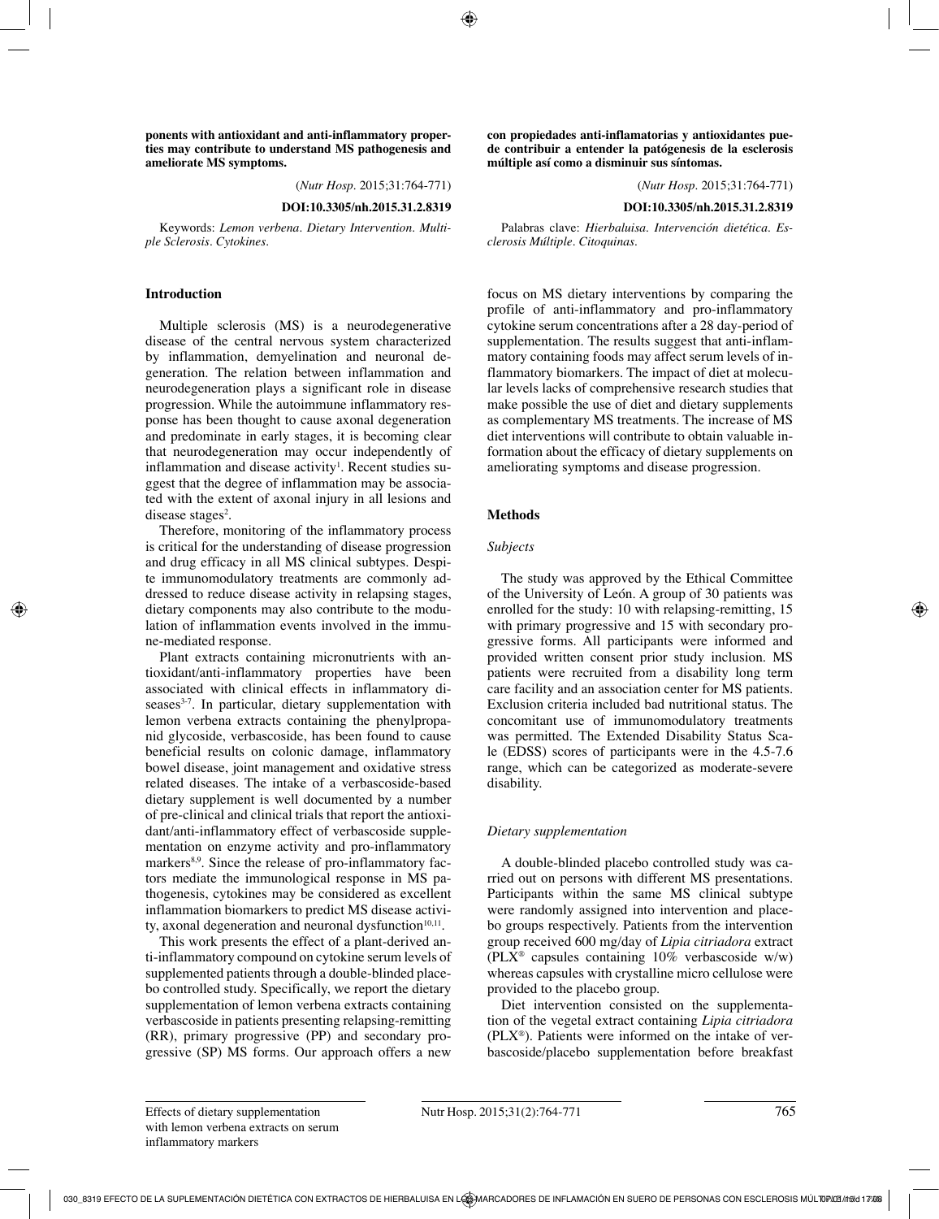**ponents with antioxidant and anti-inflammatory properties may contribute to understand MS pathogenesis and ameliorate MS symptoms.**

(*Nutr Hosp.* 2015;31:764-771)

**DOI:10.3305/nh.2015.31.2.8319**

Keywords: *Lemon verbena. Dietary Intervention. Multiple Sclerosis. Cytokines.*

**con propiedades anti-inflamatorias y antioxidantes puede contribuir a entender la patógenesis de la esclerosis múltiple así como a disminuir sus síntomas.**

(*Nutr Hosp.* 2015;31:764-771)

**DOI:10.3305/nh.2015.31.2.8319**

Palabras clave: *Hierbaluisa. Intervención dietética. Esclerosis Múltiple. Citoquinas.*

## Introduction

Multiple sclerosis (MS) is a neurodegenerative disease of the central nervous system characterized by inflammation, demyelination and neuronal degeneration. The relation between inflammation and neurodegeneration plays a significant role in disease progression. While the autoimmune inflammatory response has been thought to cause axonal degeneration and predominate in early stages, it is becoming clear that neurodegeneration may occur independently of inflammation and disease activity[1]. Recent studies suggest that the degree of inflammation may be associated with the extent of axonal injury in all lesions and disease stages[2].

Therefore, monitoring of the inflammatory process is critical for the understanding of disease progression and drug efficacy in all MS clinical subtypes. Despite immunomodulatory treatments are commonly addressed to reduce disease activity in relapsing stages, dietary components may also contribute to the modulation of inflammation events involved in the immune-mediated response.

Plant extracts containing micronutrients with antioxidant/anti-inflammatory properties have been associated with clinical effects in inflammatory diseases[3-7]. In particular, dietary supplementation with lemon verbena extracts containing the phenylpropanid glycoside, verbascoside, has been found to cause beneficial results on colonic damage, inflammatory bowel disease, joint management and oxidative stress related diseases. The intake of a verbascoside-based dietary supplement is well documented by a number of pre-clinical and clinical trials that report the antioxidant/anti-inflammatory effect of verbascoside supplementation on enzyme activity and pro-inflammatory markers[8,9]. Since the release of pro-inflammatory factors mediate the immunological response in MS pathogenesis, cytokines may be considered as excellent inflammation biomarkers to predict MS disease activity, axonal degeneration and neuronal dysfunction[10,11].

This work presents the effect of a plant-derived anti-inflammatory compound on cytokine serum levels of supplemented patients through a double-blinded placebo controlled study. Specifically, we report the dietary supplementation of lemon verbena extracts containing verbascoside in patients presenting relapsing-remitting (RR), primary progressive (PP) and secondary progressive (SP) MS forms. Our approach offers a new focus on MS dietary interventions by comparing the profile of anti-inflammatory and pro-inflammatory cytokine serum concentrations after a 28 day-period of supplementation. The results suggest that anti-inflammatory containing foods may affect serum levels of inflammatory biomarkers. The impact of diet at molecular levels lacks of comprehensive research studies that make possible the use of diet and dietary supplements as complementary MS treatments. The increase of MS diet interventions will contribute to obtain valuable information about the efficacy of dietary supplements on ameliorating symptoms and disease progression.

## Methods

### *Subjects*

The study was approved by the Ethical Committee of the University of León. A group of 30 patients was enrolled for the study: 10 with relapsing-remitting, 15 with primary progressive and 15 with secondary progressive forms. All participants were informed and provided written consent prior study inclusion. MS patients were recruited from a disability long term care facility and an association center for MS patients. Exclusion criteria included bad nutritional status. The concomitant use of immunomodulatory treatments was permitted. The Extended Disability Status Scale (EDSS) scores of participants were in the 4.5-7.6 range, which can be categorized as moderate-severe disability.

### *Dietary supplementation*

A double-blinded placebo controlled study was carried out on persons with different MS presentations. Participants within the same MS clinical subtype were randomly assigned into intervention and placebo groups respectively. Patients from the intervention group received 600 mg/day of *Lipia citriadora* extract (PLX® capsules containing 10% verbascoside w/w) whereas capsules with crystalline micro cellulose were provided to the placebo group.

Diet intervention consisted on the supplementation of the vegetal extract containing *Lipia citriadora* (PLX®). Patients were informed on the intake of verbascoside/placebo supplementation before breakfast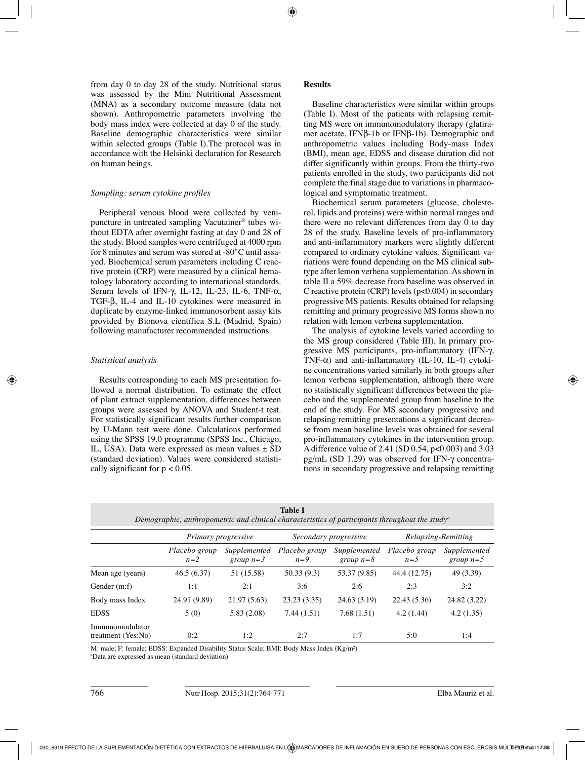from day 0 to day 28 of the study. Nutritional status was assessed by the Mini Nutritional Assessment (MNA) as a secondary outcome measure (data not shown). Anthropometric parameters involving the body mass index were collected at day 0 of the study. Baseline demographic characteristics were similar within selected groups (Table I).The protocol was in accordance with the Helsinki declaration for Research on human beings.

### *Sampling: serum cytokine profiles*

Peripheral venous blood were collected by venipuncture in untreated sampling Vacutainer® tubes without EDTA after overnight fasting at day 0 and 28 of the study. Blood samples were centrifuged at 4000 rpm for 8 minutes and serum was stored at -80°C until assayed. Biochemical serum parameters including C reactive protein (CRP) were measured by a clinical hematology laboratory according to international standards. Serum levels of IFN-γ, IL-12, IL-23, IL-6, TNF-α, TGF-β, IL-4 and IL-10 cytokines were measured in duplicate by enzyme-linked immunosorbent assay kits provided by Bionova científica S.L (Madrid, Spain) following manufacturer recommended instructions.

### *Statistical analysis*

Results corresponding to each MS presentation followed a normal distribution. To estimate the effect of plant extract supplementation, differences between groups were assessed by ANOVA and Student-t test. For statistically significant results further comparison by U-Mann test were done. Calculations performed using the SPSS 19.0 programme (SPSS Inc., Chicago, IL, USA). Data were expressed as mean values ± SD (standard deviation). Values were considered statistically significant for $p < 0.05$.

## Results

Baseline characteristics were similar within groups (Table I). Most of the patients with relapsing remitting MS were on immunomodulatory therapy (glatiramer acetate, IFNβ-1b or IFNβ-1b). Demographic and anthropometric values including Body-mass Index (BMI), mean age, EDSS and disease duration did not differ significantly within groups. From the thirty-two patients enrolled in the study, two participants did not complete the final stage due to variations in pharmacological and symptomatic treatment.

Biochemical serum parameters (glucose, cholesterol, lipids and proteins) were within normal ranges and there were no relevant differences from day 0 to day 28 of the study. Baseline levels of pro-inflammatory and anti-inflammatory markers were slightly different compared to ordinary cytokine values. Significant variations were found depending on the MS clinical subtype after lemon verbena supplementation. As shown in table II a 59% decrease from baseline was observed in C reactive protein (CRP) levels ($p<0.004$) in secondary progressive MS patients. Results obtained for relapsing remitting and primary progressive MS forms shown no relation with lemon verbena supplementation.

The analysis of cytokine levels varied according to the MS group considered (Table III). In primary progressive MS participants, pro-inflammatory (IFN-γ, TNF-α) and anti-inflammatory (IL-10, IL-4) cytokine concentrations varied similarly in both groups after lemon verbena supplementation, although there were no statistically significant differences between the placebo and the supplemented group from baseline to the end of the study. For MS secondary progressive and relapsing remitting presentations a significant decrease from mean baseline levels was obtained for several pro-inflammatory cytokines in the intervention group. A difference value of 2.41 (SD 0.54, $p<0.003$) and 3.03 pg/mL (SD 1.29) was observed for IFN-γ concentrations in secondary progressive and relapsing remitting

**Table I**
*Demographic, anthropometric and clinical characteristics of participants throughout the study*[a]

| | *Primary progressive* | | *Secondary progressive* | | *Relapsing-Remitting* | |
|---|---|---|---|---|---|---|
| | *Placebo group n=2* | *Supplemented group n=3* | *Placebo group n=9* | *Supplemented group n=8* | *Placebo group n=5* | *Supplemented group n=5* |
| Mean age (years) | 46.5 (6.37) | 51 (15.58) | 50.33 (9.3) | 53.37 (9.85) | 44.4 (12.75) | 49 (3.39) |
| Gender (m:f) | 1:1 | 2:1 | 3:6 | 2:6 | 2:3 | 3:2 |
| Body mass Index | 24.91 (9.89) | 21.97 (5.63) | 23.23 (3.35) | 24.63 (3.19) | 22.43 (5.36) | 24.82 (3.22) |
| EDSS | 5 (0) | 5.83 (2.08) | 7.44 (1.51) | 7.68 (1.51) | 4.2 (1.44) | 4.2 (1.35) |
| Immunomodulator treatment (Yes:No) | 0:2 | 1:2 | 2:7 | 1:7 | 5:0 | 1:4 |

M: male; F: female; EDSS: Expanded Disability Status Scale; BMI: Body Mass Index (Kg/m$^2$)
[a]Data are expressed as mean (standard deviation)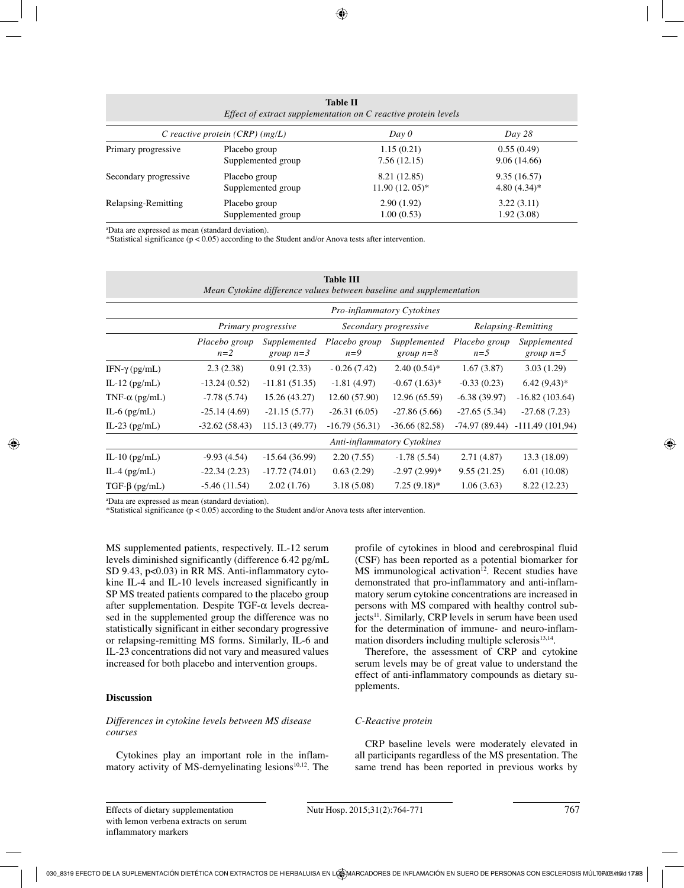**Table II**
*Effect of extract supplementation on C reactive protein levels*

| *C reactive protein (CRP) (mg/L)* | | *Day 0* | *Day 28* |
|---|---|---|---|
| Primary progressive | Placebo group | 1.15 (0.21) | 0.55 (0.49) |
| | Supplemented group | 7.56 (12.15) | 9.06 (14.66) |
| Secondary progressive | Placebo group | 8.21 (12.85) | 9.35 (16.57) |
| | Supplemented group | 11.90 (12. 05)* | 4.80 (4.34)* |
| Relapsing-Remitting | Placebo group | 2.90 (1.92) | 3.22 (3.11) |
| | Supplemented group | 1.00 (0.53) | 1.92 (3.08) |

[a]Data are expressed as mean (standard deviation).
*Statistical significance ($p < 0.05$) according to the Student and/or Anova tests after intervention.

**Table III**
*Mean Cytokine difference values between baseline and supplementation*

| | *Pro-inflammatory Cytokines* | | | | | |
|---|---|---|---|---|---|---|
| | *Primary progressive* | | *Secondary progressive* | | *Relapsing-Remitting* | |
| | *Placebo group n=2* | *Supplemented group n=3* | *Placebo group n=9* | *Supplemented group n=8* | *Placebo group n=5* | *Supplemented group n=5* |
| IFN-$\gamma$ (pg/mL) | 2.3 (2.38) | 0.91 (2.33) | - 0.26 (7.42) | 2.40 (0.54)* | 1.67 (3.87) | 3.03 (1.29) |
| IL-12 (pg/mL) | -13.24 (0.52) | -11.81 (51.35) | -1.81 (4.97) | -0.67 (1.63)* | -0.33 (0.23) | 6.42 (9,43)* |
| TNF-$\alpha$ (pg/mL) | -7.78 (5.74) | 15.26 (43.27) | 12.60 (57.90) | 12.96 (65.59) | -6.38 (39.97) | -16.82 (103.64) |
| IL-6 (pg/mL) | -25.14 (4.69) | -21.15 (5.77) | -26.31 (6.05) | -27.86 (5.66) | -27.65 (5.34) | -27.68 (7.23) |
| IL-23 (pg/mL) | -32.62 (58.43) | 115.13 (49.77) | -16.79 (56.31) | -36.66 (82.58) | -74.97 (89.44) | -111.49 (101,94) |
| | *Anti-inflammatory Cytokines* | | | | | |
| IL-10 (pg/mL) | -9.93 (4.54) | -15.64 (36.99) | 2.20 (7.55) | -1.78 (5.54) | 2.71 (4.87) | 13.3 (18.09) |
| IL-4 (pg/mL) | -22.34 (2.23) | -17.72 (74.01) | 0.63 (2.29) | -2.97 (2.99)* | 9.55 (21.25) | 6.01 (10.08) |
| TGF-$\beta$ (pg/mL) | -5.46 (11.54) | 2.02 (1.76) | 3.18 (5.08) | 7.25 (9.18)* | 1.06 (3.63) | 8.22 (12.23) |

[a]Data are expressed as mean (standard deviation).
*Statistical significance ($p < 0.05$) according to the Student and/or Anova tests after intervention.

MS supplemented patients, respectively. IL-12 serum levels diminished significantly (difference 6.42 pg/mL SD 9.43, $p<0.03$) in RR MS. Anti-inflammatory cytokine IL-4 and IL-10 levels increased significantly in SP MS treated patients compared to the placebo group after supplementation. Despite TGF-$\alpha$ levels decreased in the supplemented group the difference was no statistically significant in either secondary progressive or relapsing-remitting MS forms. Similarly, IL-6 and IL-23 concentrations did not vary and measured values increased for both placebo and intervention groups.

## Discussion

### *Differences in cytokine levels between MS disease courses*

Cytokines play an important role in the inflammatory activity of MS-demyelinating lesions[10,12]. The profile of cytokines in blood and cerebrospinal fluid (CSF) has been reported as a potential biomarker for MS immunological activation[12]. Recent studies have demonstrated that pro-inflammatory and anti-inflammatory serum cytokine concentrations are increased in persons with MS compared with healthy control subjects[11]. Similarly, CRP levels in serum have been used for the determination of immune- and neuro-inflammation disorders including multiple sclerosis[13,14].

Therefore, the assessment of CRP and cytokine serum levels may be of great value to understand the effect of anti-inflammatory compounds as dietary supplements.

### *C-Reactive protein*

CRP baseline levels were moderately elevated in all participants regardless of the MS presentation. The same trend has been reported in previous works by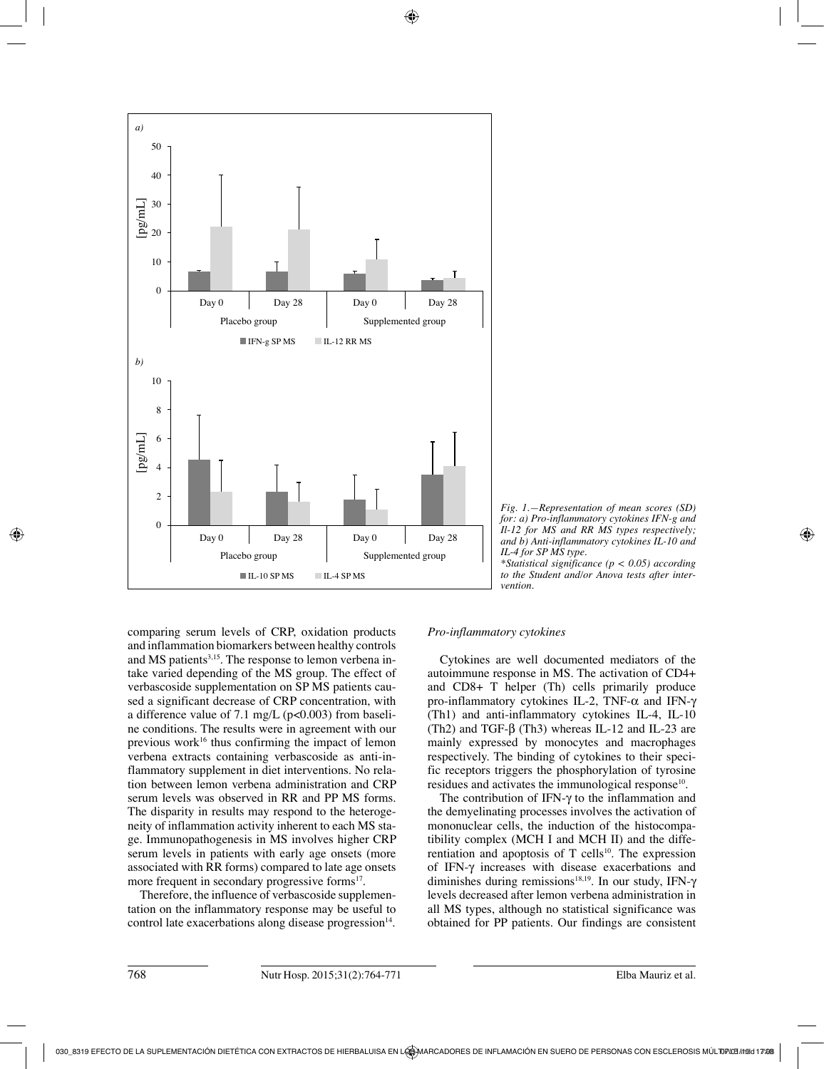Fig. 1.—Representation of mean scores (SD) for: a) Pro-inflammatory cytokines IFN-g and Il-12 for MS and RR MS types respectively; and b) Anti-inflammatory cytokines IL-10 and IL-4 for SP MS type.
*Statistical significance ($p < 0.05$) according to the Student and/or Anova tests after intervention.

comparing serum levels of CRP, oxidation products and inflammation biomarkers between healthy controls and MS patients[3,15]. The response to lemon verbena intake varied depending of the MS group. The effect of verbascoside supplementation on SP MS patients caused a significant decrease of CRP concentration, with a difference value of 7.1 mg/L ($p<0.003$) from baseline conditions. The results were in agreement with our previous work[16] thus confirming the impact of lemon verbena extracts containing verbascoside as anti-inflammatory supplement in diet interventions. No relation between lemon verbena administration and CRP serum levels was observed in RR and PP MS forms. The disparity in results may respond to the heterogeneity of inflammation activity inherent to each MS stage. Immunopathogenesis in MS involves higher CRP serum levels in patients with early age onsets (more associated with RR forms) compared to late age onsets more frequent in secondary progressive forms[17].

Therefore, the influence of verbascoside supplementation on the inflammatory response may be useful to control late exacerbations along disease progression[14].

### *Pro-inflammatory cytokines*

Cytokines are well documented mediators of the autoimmune response in MS. The activation of CD4+ and CD8+ T helper (Th) cells primarily produce pro-inflammatory cytokines IL-2, TNF-α and IFN-γ (Th1) and anti-inflammatory cytokines IL-4, IL-10 (Th2) and TGF-β (Th3) whereas IL-12 and IL-23 are mainly expressed by monocytes and macrophages respectively. The binding of cytokines to their specific receptors triggers the phosphorylation of tyrosine residues and activates the immunological response[10].

The contribution of IFN-γ to the inflammation and the demyelinating processes involves the activation of mononuclear cells, the induction of the histocompatibility complex (MCH I and MCH II) and the differentiation and apoptosis of T cells[10]. The expression of IFN-γ increases with disease exacerbations and diminishes during remissions[18,19]. In our study, IFN-γ levels decreased after lemon verbena administration in all MS types, although no statistical significance was obtained for PP patients. Our findings are consistent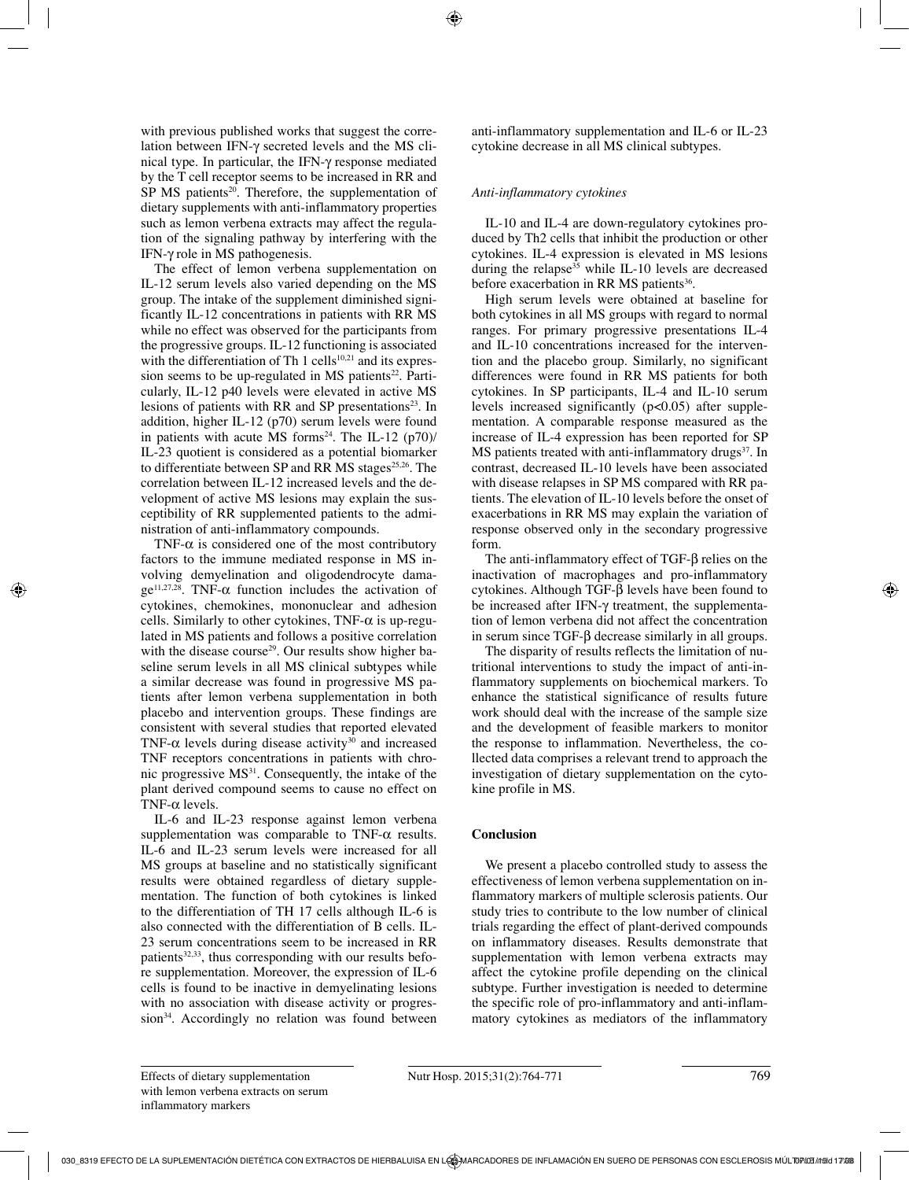with previous published works that suggest the correlation between IFN-γ secreted levels and the MS clinical type. In particular, the IFN-γ response mediated by the T cell receptor seems to be increased in RR and SP MS patients[20]. Therefore, the supplementation of dietary supplements with anti-inflammatory properties such as lemon verbena extracts may affect the regulation of the signaling pathway by interfering with the IFN-γ role in MS pathogenesis.

The effect of lemon verbena supplementation on IL-12 serum levels also varied depending on the MS group. The intake of the supplement diminished significantly IL-12 concentrations in patients with RR MS while no effect was observed for the participants from the progressive groups. IL-12 functioning is associated with the differentiation of Th 1 cells[10,21] and its expression seems to be up-regulated in MS patients[22]. Particularly, IL-12 p40 levels were elevated in active MS lesions of patients with RR and SP presentations[23]. In addition, higher IL-12 (p70) serum levels were found in patients with acute MS forms[24]. The IL-12 (p70)/ IL-23 quotient is considered as a potential biomarker to differentiate between SP and RR MS stages[25,26]. The correlation between IL-12 increased levels and the development of active MS lesions may explain the susceptibility of RR supplemented patients to the administration of anti-inflammatory compounds.

TNF-α is considered one of the most contributory factors to the immune mediated response in MS involving demyelination and oligodendrocyte damage[11,27,28]. TNF-α function includes the activation of cytokines, chemokines, mononuclear and adhesion cells. Similarly to other cytokines, TNF-α is up-regulated in MS patients and follows a positive correlation with the disease course[29]. Our results show higher baseline serum levels in all MS clinical subtypes while a similar decrease was found in progressive MS patients after lemon verbena supplementation in both placebo and intervention groups. These findings are consistent with several studies that reported elevated TNF-α levels during disease activity[30] and increased TNF receptors concentrations in patients with chronic progressive MS[31]. Consequently, the intake of the plant derived compound seems to cause no effect on TNF-α levels.

IL-6 and IL-23 response against lemon verbena supplementation was comparable to TNF-α results. IL-6 and IL-23 serum levels were increased for all MS groups at baseline and no statistically significant results were obtained regardless of dietary supplementation. The function of both cytokines is linked to the differentiation of TH 17 cells although IL-6 is also connected with the differentiation of B cells. IL-23 serum concentrations seem to be increased in RR patients[32,33], thus corresponding with our results before supplementation. Moreover, the expression of IL-6 cells is found to be inactive in demyelinating lesions with no association with disease activity or progression[34]. Accordingly no relation was found between anti-inflammatory supplementation and IL-6 or IL-23 cytokine decrease in all MS clinical subtypes.

*Anti-inflammatory cytokines*

IL-10 and IL-4 are down-regulatory cytokines produced by Th2 cells that inhibit the production or other cytokines. IL-4 expression is elevated in MS lesions during the relapse[35] while IL-10 levels are decreased before exacerbation in RR MS patients[36].

High serum levels were obtained at baseline for both cytokines in all MS groups with regard to normal ranges. For primary progressive presentations IL-4 and IL-10 concentrations increased for the intervention and the placebo group. Similarly, no significant differences were found in RR MS patients for both cytokines. In SP participants, IL-4 and IL-10 serum levels increased significantly ($p<0.05$) after supplementation. A comparable response measured as the increase of IL-4 expression has been reported for SP MS patients treated with anti-inflammatory drugs[37]. In contrast, decreased IL-10 levels have been associated with disease relapses in SP MS compared with RR patients. The elevation of IL-10 levels before the onset of exacerbations in RR MS may explain the variation of response observed only in the secondary progressive form.

The anti-inflammatory effect of TGF-β relies on the inactivation of macrophages and pro-inflammatory cytokines. Although TGF-β levels have been found to be increased after IFN-γ treatment, the supplementation of lemon verbena did not affect the concentration in serum since TGF-β decrease similarly in all groups.

The disparity of results reflects the limitation of nutritional interventions to study the impact of anti-inflammatory supplements on biochemical markers. To enhance the statistical significance of results future work should deal with the increase of the sample size and the development of feasible markers to monitor the response to inflammation. Nevertheless, the collected data comprises a relevant trend to approach the investigation of dietary supplementation on the cytokine profile in MS.

## Conclusion

We present a placebo controlled study to assess the effectiveness of lemon verbena supplementation on inflammatory markers of multiple sclerosis patients. Our study tries to contribute to the low number of clinical trials regarding the effect of plant-derived compounds on inflammatory diseases. Results demonstrate that supplementation with lemon verbena extracts may affect the cytokine profile depending on the clinical subtype. Further investigation is needed to determine the specific role of pro-inflammatory and anti-inflammatory cytokines as mediators of the inflammatory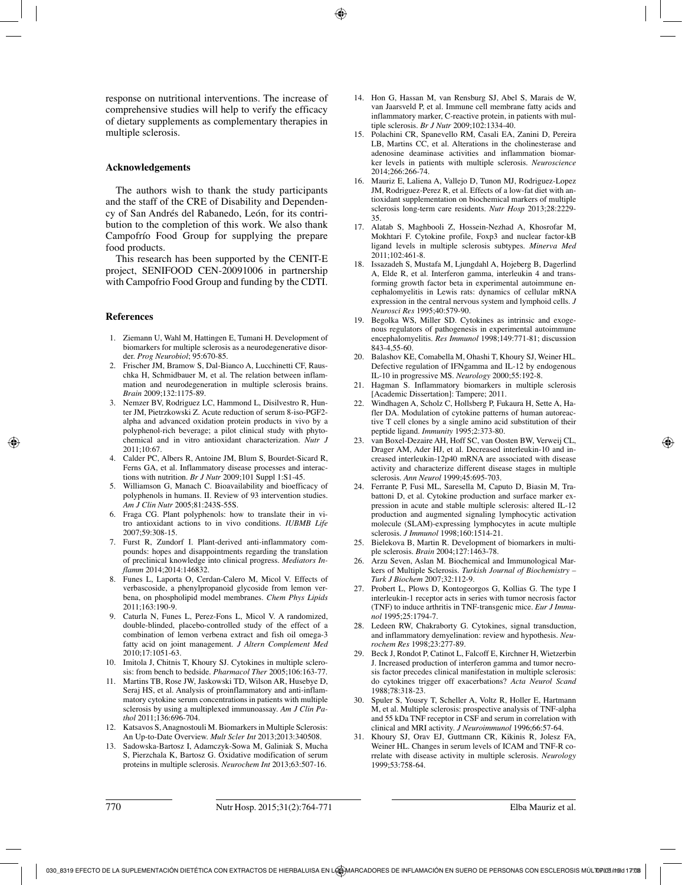response on nutritional interventions. The increase of comprehensive studies will help to verify the efficacy of dietary supplements as complementary therapies in multiple sclerosis.

### Acknowledgements

The authors wish to thank the study participants and the staff of the CRE of Disability and Dependency of San Andrés del Rabanedo, León, for its contribution to the completion of this work. We also thank Campofrío Food Group for supplying the prepare food products.

This research has been supported by the CENIT-E project, SENIFOOD CEN-20091006 in partnership with Campofrio Food Group and funding by the CDTI.

### References

1. Ziemann U, Wahl M, Hattingen E, Tumani H. Development of biomarkers for multiple sclerosis as a neurodegenerative disorder. *Prog Neurobiol*; 95:670-85.
2. Frischer JM, Bramow S, Dal-Bianco A, Lucchinetti CF, Rauschka H, Schmidbauer M, et al. The relation between inflammation and neurodegeneration in multiple sclerosis brains. *Brain* 2009;132:1175-89.
3. Nemzer BV, Rodriguez LC, Hammond L, Disilvestro R, Hunter JM, Pietrzkowski Z. Acute reduction of serum 8-iso-PGF2-alpha and advanced oxidation protein products in vivo by a polyphenol-rich beverage; a pilot clinical study with phytochemical and in vitro antioxidant characterization. *Nutr J* 2011;10:67.
4. Calder PC, Albers R, Antoine JM, Blum S, Bourdet-Sicard R, Ferns GA, et al. Inflammatory disease processes and interactions with nutrition. *Br J Nutr* 2009;101 Suppl 1:S1-45.
5. Williamson G, Manach C. Bioavailability and bioefficacy of polyphenols in humans. II. Review of 93 intervention studies. *Am J Clin Nutr* 2005;81:243S-55S.
6. Fraga CG. Plant polyphenols: how to translate their in vitro antioxidant actions to in vivo conditions. *IUBMB Life* 2007;59:308-15.
7. Furst R, Zundorf I. Plant-derived anti-inflammatory compounds: hopes and disappointments regarding the translation of preclinical knowledge into clinical progress. *Mediators Inflamm* 2014;2014:146832.
8. Funes L, Laporta O, Cerdan-Calero M, Micol V. Effects of verbascoside, a phenylpropanoid glycoside from lemon verbena, on phospholipid model membranes. *Chem Phys Lipids* 2011;163:190-9.
9. Caturla N, Funes L, Perez-Fons L, Micol V. A randomized, double-blinded, placebo-controlled study of the effect of a combination of lemon verbena extract and fish oil omega-3 fatty acid on joint management. *J Altern Complement Med* 2010;17:1051-63.
10. Imitola J, Chitnis T, Khoury SJ. Cytokines in multiple sclerosis: from bench to bedside. *Pharmacol Ther* 2005;106:163-77.
11. Martins TB, Rose JW, Jaskowski TD, Wilson AR, Husebye D, Seraj HS, et al. Analysis of proinflammatory and anti-inflammatory cytokine serum concentrations in patients with multiple sclerosis by using a multiplexed immunoassay. *Am J Clin Pathol* 2011;136:696-704.
12. Katsavos S, Anagnostouli M. Biomarkers in Multiple Sclerosis: An Up-to-Date Overview. *Mult Scler Int* 2013;2013:340508.
13. Sadowska-Bartosz I, Adamczyk-Sowa M, Galiniak S, Mucha S, Pierzchala K, Bartosz G. Oxidative modification of serum proteins in multiple sclerosis. *Neurochem Int* 2013;63:507-16.
14. Hon G, Hassan M, van Rensburg SJ, Abel S, Marais de W, van Jaarsveld P, et al. Immune cell membrane fatty acids and inflammatory marker, C-reactive protein, in patients with multiple sclerosis. *Br J Nutr* 2009;102:1334-40.
15. Polachini CR, Spanevello RM, Casali EA, Zanini D, Pereira LB, Martins CC, et al. Alterations in the cholinesterase and adenosine deaminase activities and inflammation biomarker levels in patients with multiple sclerosis. *Neuroscience* 2014;266:266-74.
16. Mauriz E, Laliena A, Vallejo D, Tunon MJ, Rodriguez-Lopez JM, Rodriguez-Perez R, et al. Effects of a low-fat diet with antioxidant supplementation on biochemical markers of multiple sclerosis long-term care residents. *Nutr Hosp* 2013;28:2229-35.
17. Alatab S, Maghbooli Z, Hossein-Nezhad A, Khosrofar M, Mokhtari F. Cytokine profile, Foxp3 and nuclear factor-kB ligand levels in multiple sclerosis subtypes. *Minerva Med* 2011;102:461-8.
18. Issazadeh S, Mustafa M, Ljungdahl A, Hojeberg B, Dagerlind A, Elde R, et al. Interferon gamma, interleukin 4 and transforming growth factor beta in experimental autoimmune encephalomyelitis in Lewis rats: dynamics of cellular mRNA expression in the central nervous system and lymphoid cells. *J Neurosci Res* 1995;40:579-90.
19. Begolka WS, Miller SD. Cytokines as intrinsic and exogenous regulators of pathogenesis in experimental autoimmune encephalomyelitis. *Res Immunol* 1998;149:771-81; discussion 843-4,55-60.
20. Balashov KE, Comabella M, Ohashi T, Khoury SJ, Weiner HL. Defective regulation of IFNgamma and IL-12 by endogenous IL-10 in progressive MS. *Neurology* 2000;55:192-8.
21. Hagman S. Inflammatory biomarkers in multiple sclerosis [Academic Dissertation]: Tampere; 2011.
22. Windhagen A, Scholz C, Hollsberg P, Fukaura H, Sette A, Hafler DA. Modulation of cytokine patterns of human autoreactive T cell clones by a single amino acid substitution of their peptide ligand. *Immunity* 1995;2:373-80.
23. van Boxel-Dezaire AH, Hoff SC, van Oosten BW, Verweij CL, Drager AM, Ader HJ, et al. Decreased interleukin-10 and increased interleukin-12p40 mRNA are associated with disease activity and characterize different disease stages in multiple sclerosis. *Ann Neurol* 1999;45:695-703.
24. Ferrante P, Fusi ML, Saresella M, Caputo D, Biasin M, Trabattoni D, et al. Cytokine production and surface marker expression in acute and stable multiple sclerosis: altered IL-12 production and augmented signaling lymphocytic activation molecule (SLAM)-expressing lymphocytes in acute multiple sclerosis. *J Immunol* 1998;160:1514-21.
25. Bielekova B, Martin R. Development of biomarkers in multiple sclerosis. *Brain* 2004;127:1463-78.
26. Arzu Seven, Aslan M. Biochemical and Immunological Markers of Multiple Sclerosis. *Turkish Journal of Biochemistry – Turk J Biochem* 2007;32:112-9.
27. Probert L, Plows D, Kontogeorgos G, Kollias G. The type I interleukin-1 receptor acts in series with tumor necrosis factor (TNF) to induce arthritis in TNF-transgenic mice. *Eur J Immunol* 1995;25:1794-7.
28. Ledeen RW, Chakraborty G. Cytokines, signal transduction, and inflammatory demyelination: review and hypothesis. *Neurochem Res* 1998;23:277-89.
29. Beck J, Rondot P, Catinot L, Falcoff E, Kirchner H, Wietzerbin J. Increased production of interferon gamma and tumor necrosis factor precedes clinical manifestation in multiple sclerosis: do cytokines trigger off exacerbations? *Acta Neurol Scand* 1988;78:318-23.
30. Spuler S, Yousry T, Scheller A, Voltz R, Holler E, Hartmann M, et al. Multiple sclerosis: prospective analysis of TNF-alpha and 55 kDa TNF receptor in CSF and serum in correlation with clinical and MRI activity. *J Neuroimmunol* 1996;66:57-64.
31. Khoury SJ, Orav EJ, Guttmann CR, Kikinis R, Jolesz FA, Weiner HL. Changes in serum levels of ICAM and TNF-R correlate with disease activity in multiple sclerosis. *Neurology* 1999;53:758-64.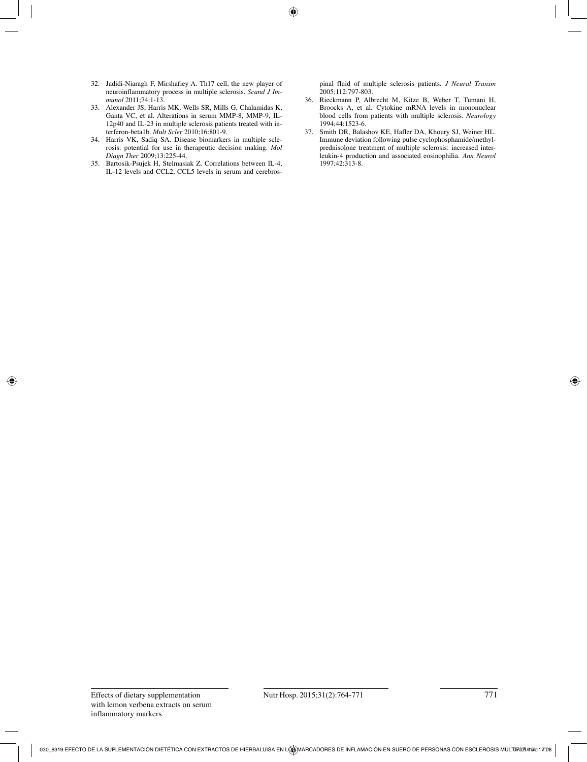32. Jadidi-Niaragh F, Mirshafiey A. Th17 cell, the new player of neuroinflammatory process in multiple sclerosis. *Scand J Immunol* 2011;74:1-13.
33. Alexander JS, Harris MK, Wells SR, Mills G, Chalamidas K, Ganta VC, et al. Alterations in serum MMP-8, MMP-9, IL-12p40 and IL-23 in multiple sclerosis patients treated with interferon-beta1b. *Mult Scler* 2010;16:801-9.
34. Harris VK, Sadiq SA. Disease biomarkers in multiple sclerosis: potential for use in therapeutic decision making. *Mol Diagn Ther* 2009;13:225-44.
35. Bartosik-Psujek H, Stelmasiak Z. Correlations between IL-4, IL-12 levels and CCL2, CCL5 levels in serum and cerebrospinal fluid of multiple sclerosis patients. *J Neural Transm* 2005;112:797-803.
36. Rieckmann P, Albrecht M, Kitze B, Weber T, Tumani H, Broocks A, et al. Cytokine mRNA levels in mononuclear blood cells from patients with multiple sclerosis. *Neurology* 1994;44:1523-6.
37. Smith DR, Balashov KE, Hafler DA, Khoury SJ, Weiner HL. Immune deviation following pulse cyclophosphamide/methylprednisolone treatment of multiple sclerosis: increased interleukin-4 production and associated eosinophilia. *Ann Neurol* 1997;42:313-8.